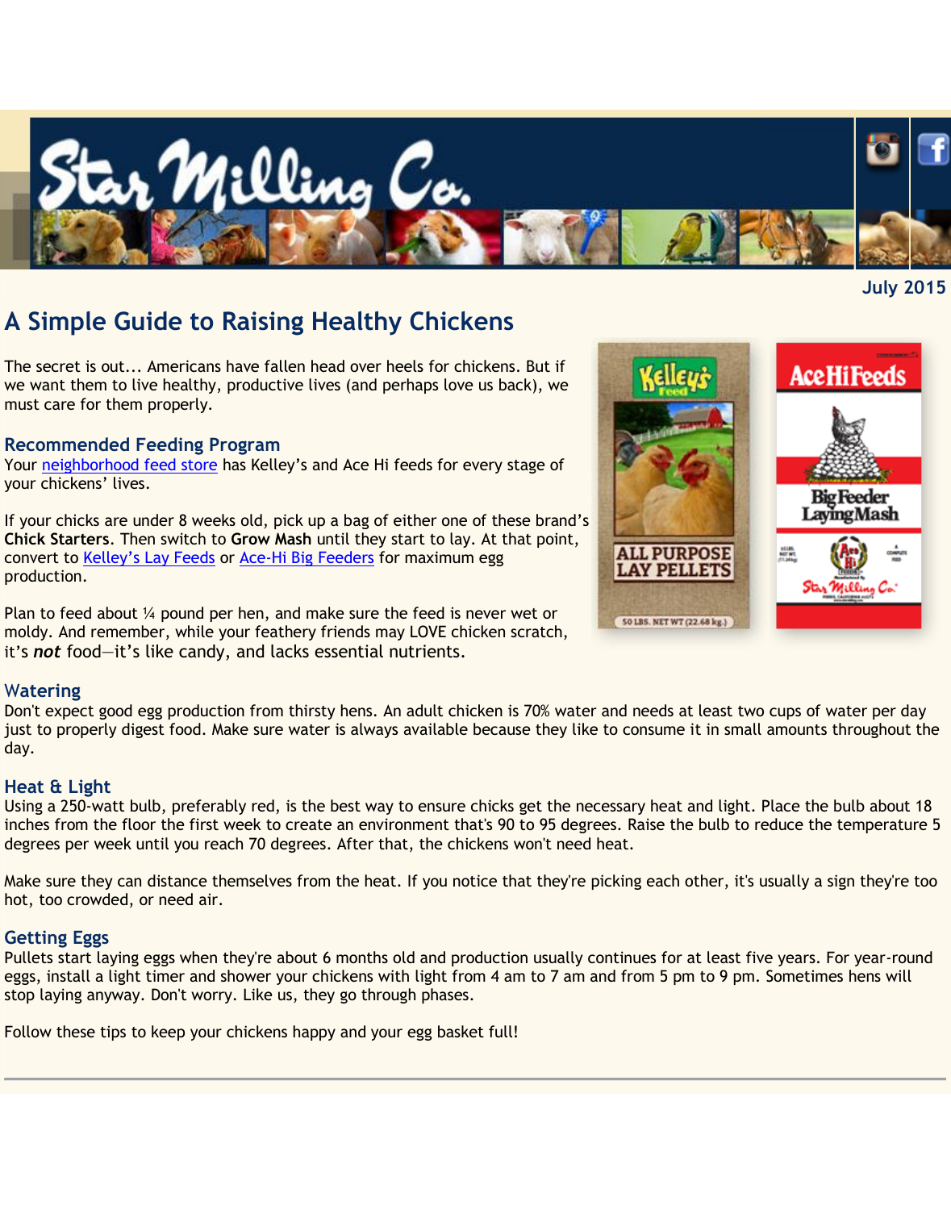July 2015

# A Simple Guide to Raising Healthy Chickens

The secret is out... Americans have fallen head over heels for chickens. But if we want them to live healthy, productive lives (and perhaps love us back), we must care for them properly.

## Recommended Feeding Program

Your neighborhood feed store has Kelley's and Ace Hi feeds for every stage of your chickens' lives.

If your chicks are under 8 weeks old, pick up a bag of either one of these brand's **Chick Starters**. Then switch to **Grow Mash** until they start to lay. At that point, convert to Kelley's Lay Feeds or Ace-Hi Big Feeders for maximum egg production.

Plan to feed about ¼ pound per hen, and make sure the feed is never wet or moldy. And remember, while your feathery friends may LOVE chicken scratch, it's ***not*** food—it's like candy, and lacks essential nutrients.

## Watering

Don't expect good egg production from thirsty hens. An adult chicken is 70% water and needs at least two cups of water per day just to properly digest food. Make sure water is always available because they like to consume it in small amounts throughout the day.

## Heat & Light

Using a 250-watt bulb, preferably red, is the best way to ensure chicks get the necessary heat and light. Place the bulb about 18 inches from the floor the first week to create an environment that's 90 to 95 degrees. Raise the bulb to reduce the temperature 5 degrees per week until you reach 70 degrees. After that, the chickens won't need heat.

Make sure they can distance themselves from the heat. If you notice that they're picking each other, it's usually a sign they're too hot, too crowded, or need air.

## Getting Eggs

Pullets start laying eggs when they're about 6 months old and production usually continues for at least five years. For year-round eggs, install a light timer and shower your chickens with light from 4 am to 7 am and from 5 pm to 9 pm. Sometimes hens will stop laying anyway. Don't worry. Like us, they go through phases.

Follow these tips to keep your chickens happy and your egg basket full!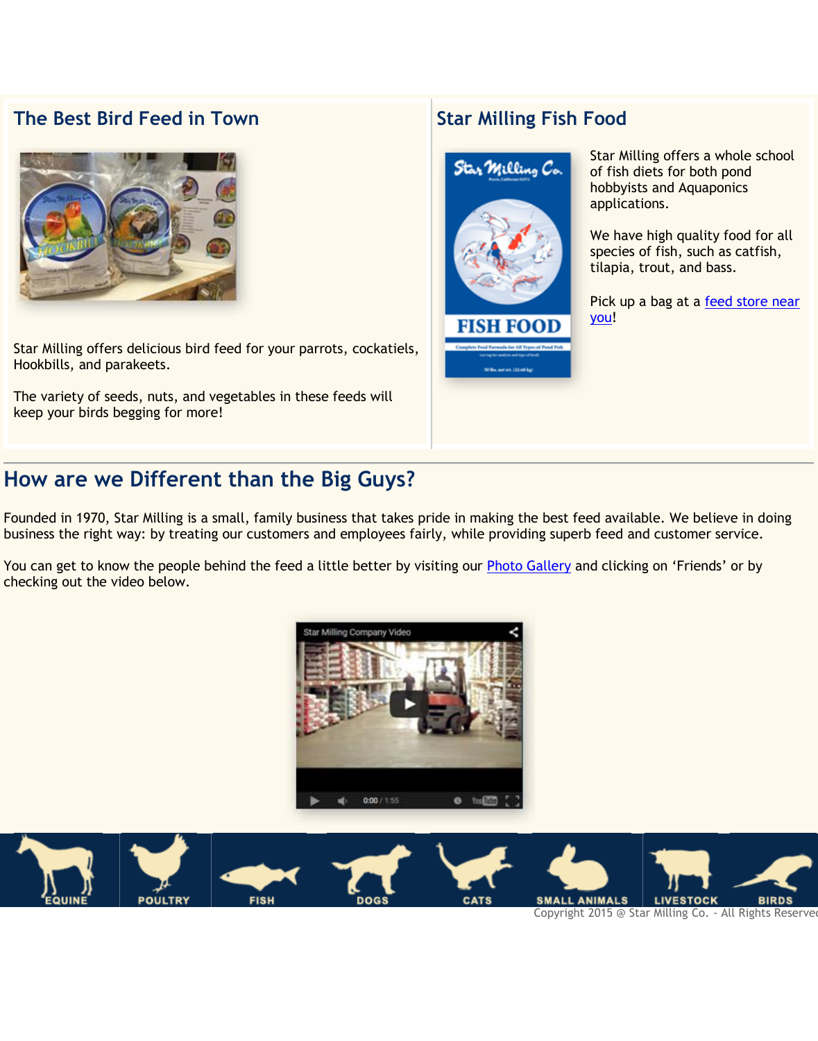## The Best Bird Feed in Town

Star Milling offers delicious bird feed for your parrots, cockatiels, Hookbills, and parakeets.

The variety of seeds, nuts, and vegetables in these feeds will keep your birds begging for more!

## Star Milling Fish Food

Star Milling offers a whole school of fish diets for both pond hobbyists and Aquaponics applications.

We have high quality food for all species of fish, such as catfish, tilapia, trout, and bass.

Pick up a bag at a feed store near you!

## How are we Different than the Big Guys?

Founded in 1970, Star Milling is a small, family business that takes pride in making the best feed available. We believe in doing business the right way: by treating our customers and employees fairly, while providing superb feed and customer service.

You can get to know the people behind the feed a little better by visiting our Photo Gallery and clicking on 'Friends' or by checking out the video below.

EQUINE POULTRY FISH DOGS CATS SMALL ANIMALS LIVESTOCK BIRDS

Copyright 2015 @ Star Milling Co. - All Rights Reserved